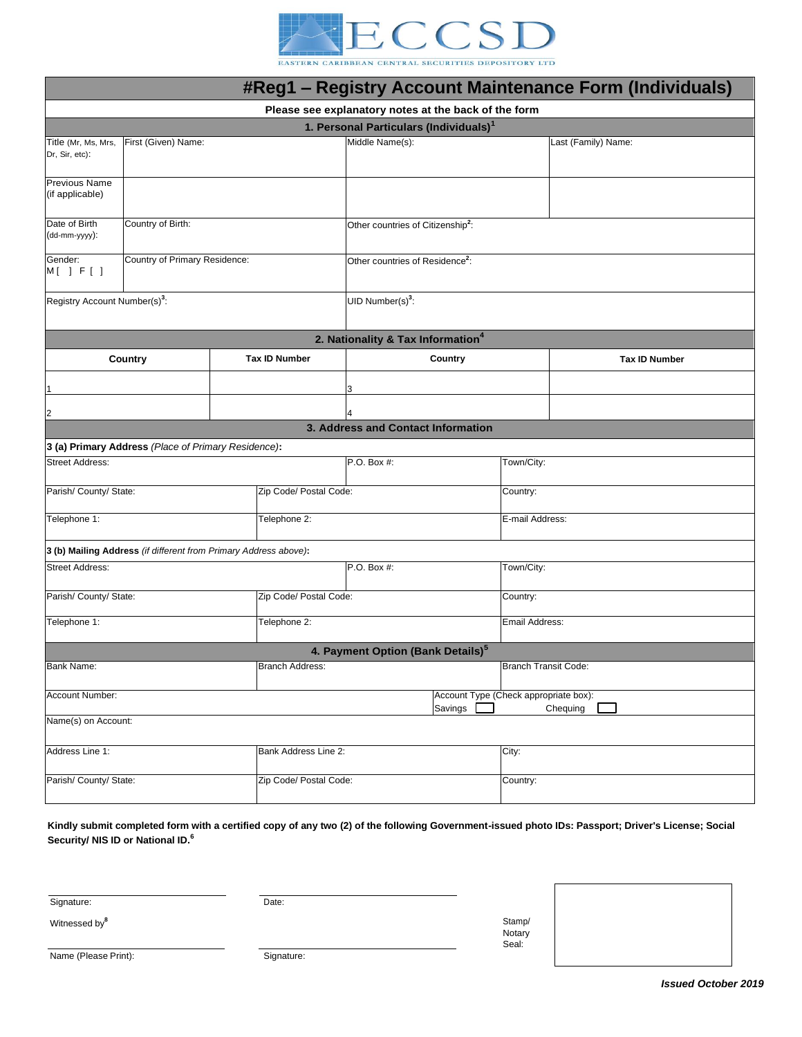ECCSD

EASTERN CARIBBEAN CENTRAL SECURITIES DEPOSITORY LTD

# #Reg1 – Registry Account Maintenance Form (Individuals)

**Please see explanatory notes at the back of the form**

## 1. Personal Particulars (Individuals)[1]

| Title (Mr, Ms, Mrs, Dr, Sir, etc): | First (Given) Name: | Middle Name(s): | Last (Family) Name: |
|---|---|---|---|
| Previous Name (if applicable) | | | |
| Date of Birth (dd-mm-yyyy): | Country of Birth: | Other countries of Citizenship[2]: | |
| Gender: M [ ] F [ ] | Country of Primary Residence: | Other countries of Residence[2]: | |
| Registry Account Number(s)[3]: | | UID Number(s)[3]: | |

## 2. Nationality & Tax Information[4]

| Country | Tax ID Number | Country | Tax ID Number |
|---|---|---|---|
| 1 | | 3 | |
| 2 | | 4 | |

## 3. Address and Contact Information

**3 (a) Primary Address** *(Place of Primary Residence)***:**

| Street Address: | | P.O. Box #: | Town/City: |
|---|---|---|---|
| Parish/ County/ State: | Zip Code/ Postal Code: | | Country: |
| Telephone 1: | Telephone 2: | | E-mail Address: |

**3 (b) Mailing Address** *(if different from Primary Address above)***:**

| Street Address: | | P.O. Box #: | Town/City: |
|---|---|---|---|
| Parish/ County/ State: | Zip Code/ Postal Code: | | Country: |
| Telephone 1: | Telephone 2: | | Email Address: |

## 4. Payment Option (Bank Details)[5]

| Bank Name: | Branch Address: | Branch Transit Code: |
|---|---|---|
| Account Number: | | Account Type (Check appropriate box): Savings ☐ Chequing ☐ |
| Name(s) on Account: | | |
| Address Line 1: | Bank Address Line 2: | City: |
| Parish/ County/ State: | Zip Code/ Postal Code: | Country: |

**Kindly submit completed form with a certified copy of any two (2) of the following Government-issued photo IDs: Passport; Driver's License; Social Security/ NIS ID or National ID.[6]**

Signature: ____________________ Date: ____________________

Witnessed by[8]

Name (Please Print): ____________________ Signature: ____________________

Stamp/ Notary Seal:

***Issued October 2019***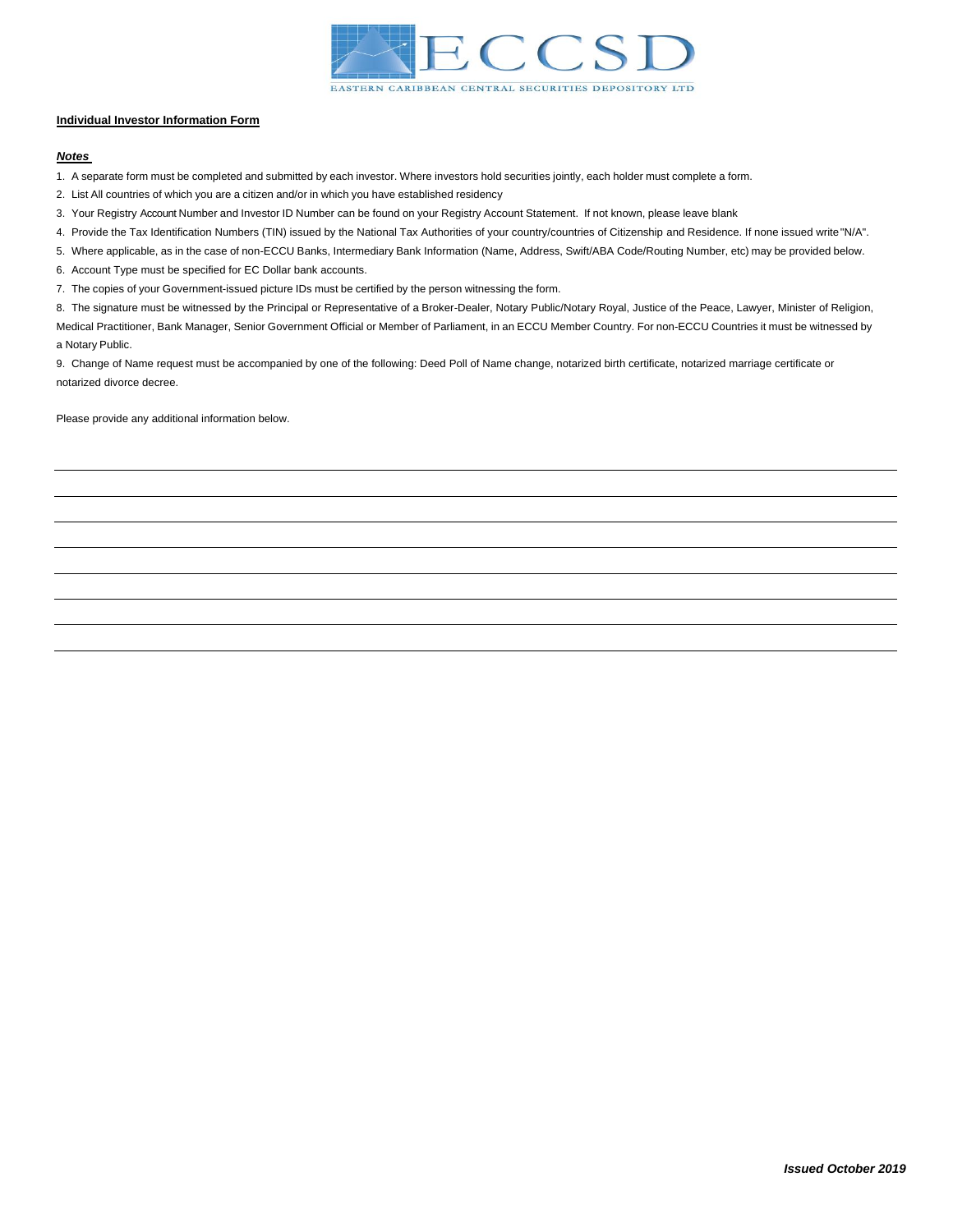ECCSD

EASTERN CARIBBEAN CENTRAL SECURITIES DEPOSITORY LTD

**Individual Investor Information Form**

***Notes***

1. A separate form must be completed and submitted by each investor. Where investors hold securities jointly, each holder must complete a form.
2. List All countries of which you are a citizen and/or in which you have established residency
3. Your Registry Account Number and Investor ID Number can be found on your Registry Account Statement. If not known, please leave blank
4. Provide the Tax Identification Numbers (TIN) issued by the National Tax Authorities of your country/countries of Citizenship and Residence. If none issued write "N/A".
5. Where applicable, as in the case of non-ECCU Banks, Intermediary Bank Information (Name, Address, Swift/ABA Code/Routing Number, etc) may be provided below.
6. Account Type must be specified for EC Dollar bank accounts.
7. The copies of your Government-issued picture IDs must be certified by the person witnessing the form.
8. The signature must be witnessed by the Principal or Representative of a Broker-Dealer, Notary Public/Notary Royal, Justice of the Peace, Lawyer, Minister of Religion, Medical Practitioner, Bank Manager, Senior Government Official or Member of Parliament, in an ECCU Member Country. For non-ECCU Countries it must be witnessed by a Notary Public.
9. Change of Name request must be accompanied by one of the following: Deed Poll of Name change, notarized birth certificate, notarized marriage certificate or notarized divorce decree.

Please provide any additional information below.

______________________________________________________________________________

______________________________________________________________________________

______________________________________________________________________________

______________________________________________________________________________

______________________________________________________________________________

______________________________________________________________________________

______________________________________________________________________________

***Issued October 2019***